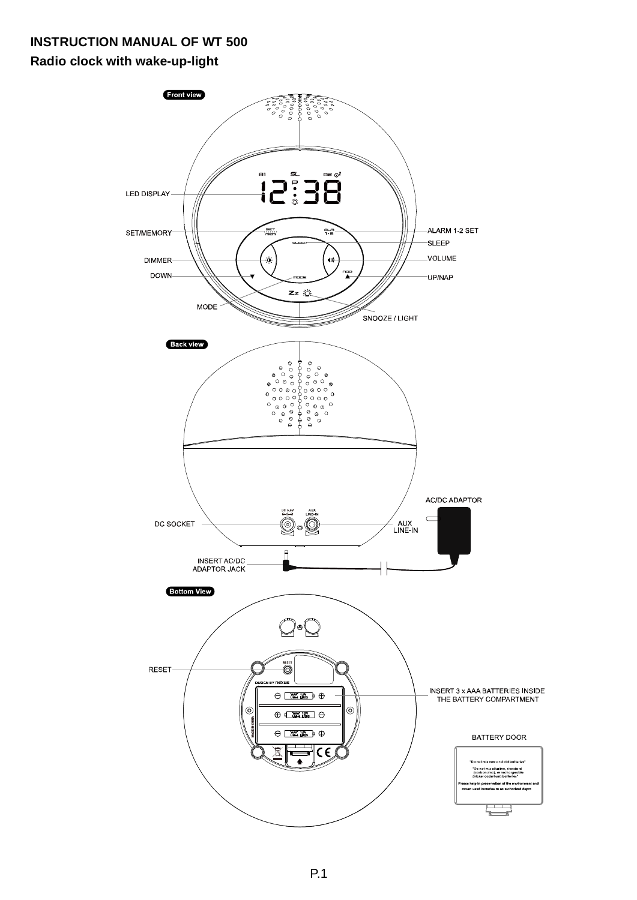**INSTRUCTION MANUAL OF WT 500**

**Radio clock with wake-up-light**

Front view

- LED DISPLAY
- SET/MEMORY
- DIMMER
- DOWN
- MODE
- ALARM 1-2 SET
- SLEEP
- VOLUME
- UP/NAP
- SNOOZE / LIGHT

Back view

- DC SOCKET
- AUX LINE-IN
- AC/DC ADAPTOR
- INSERT AC/DC ADAPTOR JACK

Bottom View

- RESET
- INSERT 3 x AAA BATTERIES INSIDE THE BATTERY COMPARTMENT
- BATTERY DOOR

"Do not mix new and old batteries"

"Do not mix alkaline, standard (carbon zinc), or rechargeable (nickel cadmium) batteries"

Please help in preservation of the environment and return used batteries to an authorized depot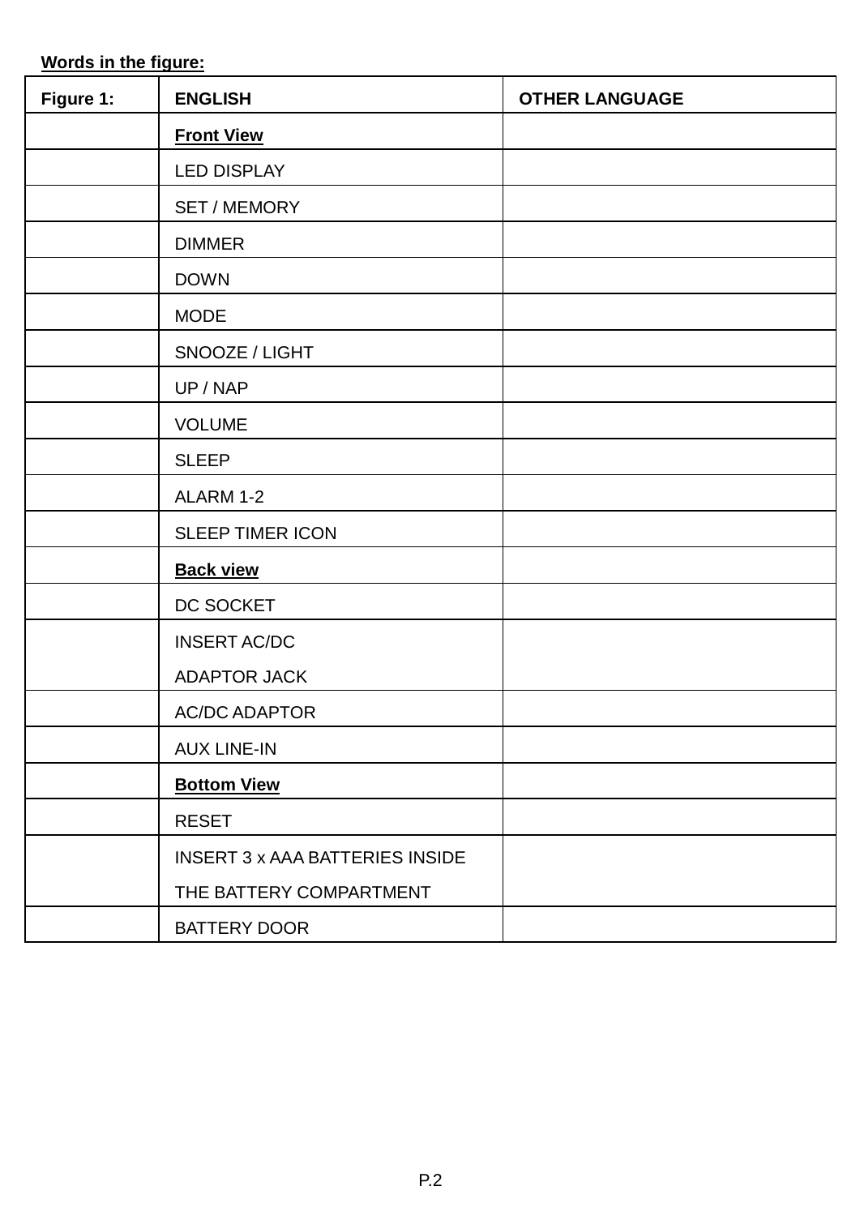**Words in the figure:**

| Figure 1: | ENGLISH | OTHER LANGUAGE |
|---|---|---|
| | **Front View** | |
| | LED DISPLAY | |
| | SET / MEMORY | |
| | DIMMER | |
| | DOWN | |
| | MODE | |
| | SNOOZE / LIGHT | |
| | UP / NAP | |
| | VOLUME | |
| | SLEEP | |
| | ALARM 1-2 | |
| | SLEEP TIMER ICON | |
| | **Back view** | |
| | DC SOCKET | |
| | INSERT AC/DC ADAPTOR JACK | |
| | AC/DC ADAPTOR | |
| | AUX LINE-IN | |
| | **Bottom View** | |
| | RESET | |
| | INSERT 3 x AAA BATTERIES INSIDE THE BATTERY COMPARTMENT | |
| | BATTERY DOOR | |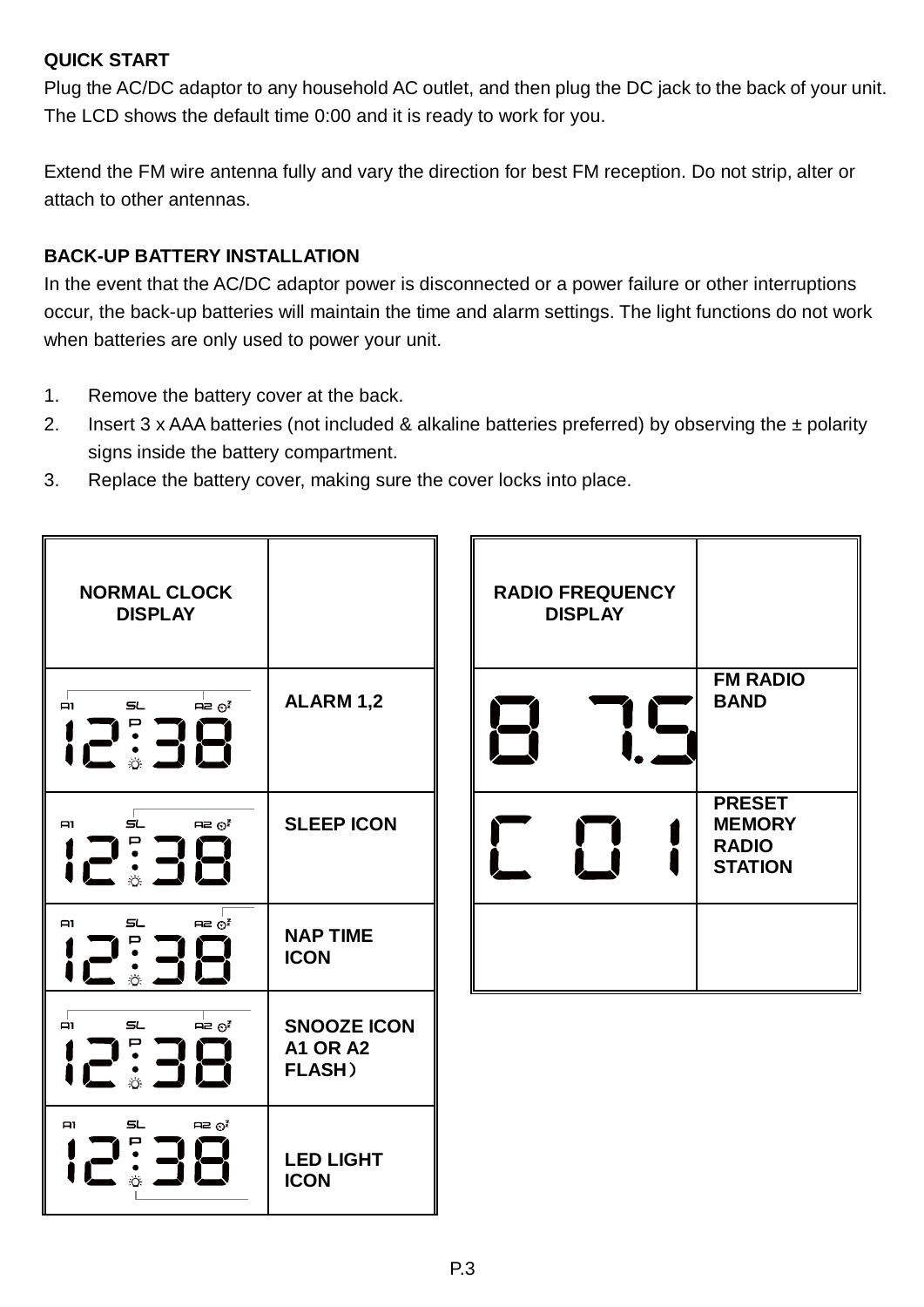**QUICK START**

Plug the AC/DC adaptor to any household AC outlet, and then plug the DC jack to the back of your unit. The LCD shows the default time 0:00 and it is ready to work for you.

Extend the FM wire antenna fully and vary the direction for best FM reception. Do not strip, alter or attach to other antennas.

**BACK-UP BATTERY INSTALLATION**

In the event that the AC/DC adaptor power is disconnected or a power failure or other interruptions occur, the back-up batteries will maintain the time and alarm settings. The light functions do not work when batteries are only used to power your unit.

1. Remove the battery cover at the back.
2. Insert 3 x AAA batteries (not included & alkaline batteries preferred) by observing the ± polarity signs inside the battery compartment.
3. Replace the battery cover, making sure the cover locks into place.

| NORMAL CLOCK DISPLAY | |
|---|---|
| A1 SL A2 12:38 | ALARM 1,2 |
| A1 SL A2 12:38 | SLEEP ICON |
| A1 SL A2 12:38 | NAP TIME ICON |
| A1 SL A2 12:38 | SNOOZE ICON A1 OR A2 FLASH） |
| A1 SL A2 12:38 | LED LIGHT ICON |

| RADIO FREQUENCY DISPLAY | |
|---|---|
| 87.5 | FM RADIO BAND |
| C 01 | PRESET MEMORY RADIO STATION |
| | |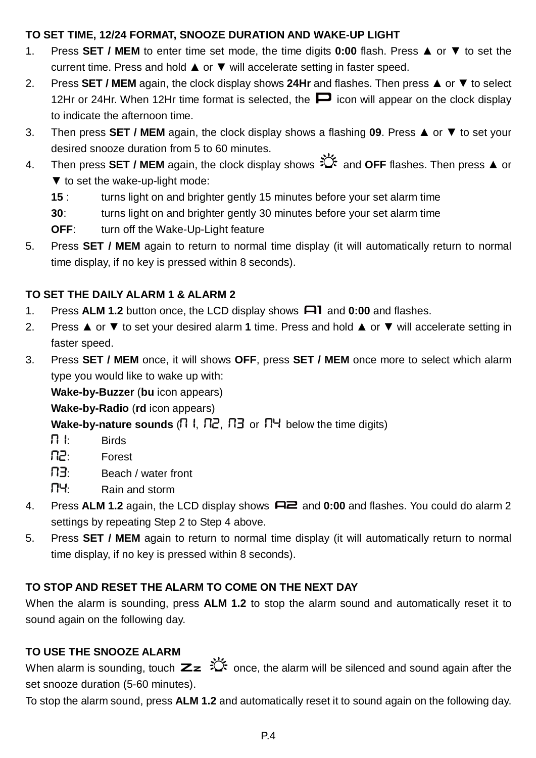**TO SET TIME, 12/24 FORMAT, SNOOZE DURATION AND WAKE-UP LIGHT**

1. Press **SET / MEM** to enter time set mode, the time digits **0:00** flash. Press ▲ or ▼ to set the current time. Press and hold ▲ or ▼ will accelerate setting in faster speed.
2. Press **SET / MEM** again, the clock display shows **24Hr** and flashes. Then press ▲ or ▼ to select 12Hr or 24Hr. When 12Hr time format is selected, the P icon will appear on the clock display to indicate the afternoon time.
3. Then press **SET / MEM** again, the clock display shows a flashing **09**. Press ▲ or ▼ to set your desired snooze duration from 5 to 60 minutes.
4. Then press **SET / MEM** again, the clock display shows ☼ and **OFF** flashes. Then press ▲ or ▼ to set the wake-up-light mode:
   **15** : turns light on and brighter gently 15 minutes before your set alarm time
   **30**: turns light on and brighter gently 30 minutes before your set alarm time
   **OFF**: turn off the Wake-Up-Light feature
5. Press **SET / MEM** again to return to normal time display (it will automatically return to normal time display, if no key is pressed within 8 seconds).

**TO SET THE DAILY ALARM 1 & ALARM 2**

1. Press **ALM 1.2** button once, the LCD display shows A1 and **0:00** and flashes.
2. Press ▲ or ▼ to set your desired alarm **1** time. Press and hold ▲ or ▼ will accelerate setting in faster speed.
3. Press **SET / MEM** once, it will shows **OFF**, press **SET / MEM** once more to select which alarm type you would like to wake up with:
   **Wake-by-Buzzer** (**bu** icon appears)
   **Wake-by-Radio** (**rd** icon appears)
   **Wake-by-nature sounds** (n1, n2, n3 or n4 below the time digits)
   n1: Birds
   n2: Forest
   n3: Beach / water front
   n4: Rain and storm
4. Press **ALM 1.2** again, the LCD display shows A2 and **0:00** and flashes. You could do alarm 2 settings by repeating Step 2 to Step 4 above.
5. Press **SET / MEM** again to return to normal time display (it will automatically return to normal time display, if no key is pressed within 8 seconds).

**TO STOP AND RESET THE ALARM TO COME ON THE NEXT DAY**

When the alarm is sounding, press **ALM 1.2** to stop the alarm sound and automatically reset it to sound again on the following day.

**TO USE THE SNOOZE ALARM**

When alarm is sounding, touch Zz ☼ once, the alarm will be silenced and sound again after the set snooze duration (5-60 minutes).

To stop the alarm sound, press **ALM 1.2** and automatically reset it to sound again on the following day.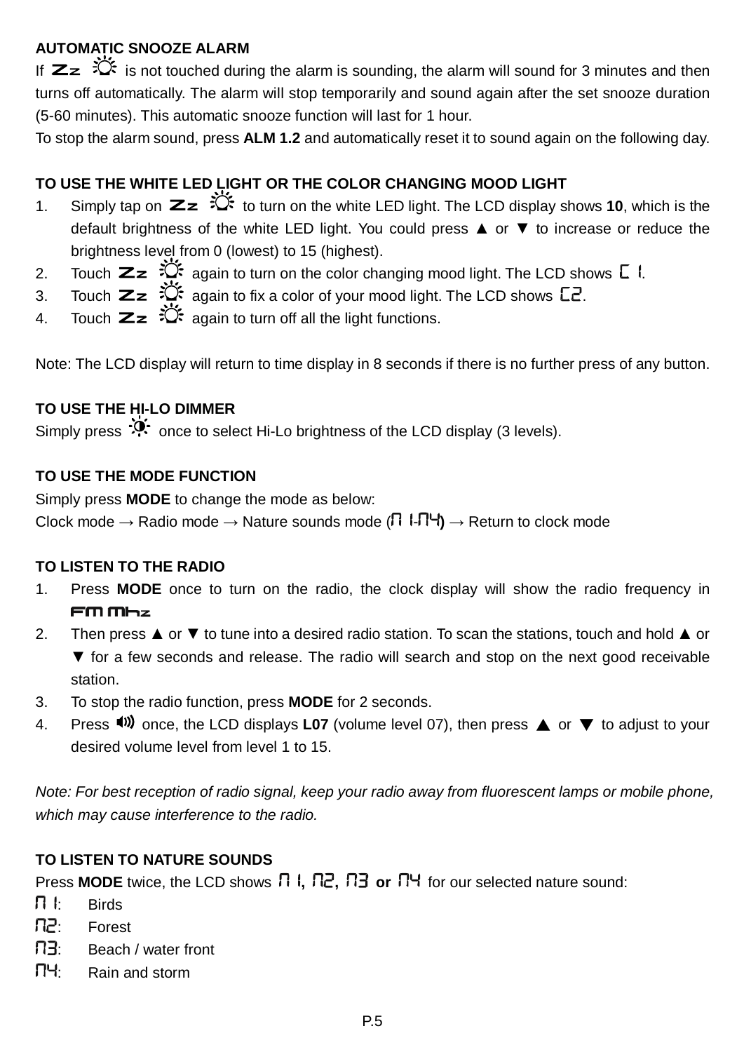**AUTOMATIC SNOOZE ALARM**

If Zz ☼ is not touched during the alarm is sounding, the alarm will sound for 3 minutes and then turns off automatically. The alarm will stop temporarily and sound again after the set snooze duration (5-60 minutes). This automatic snooze function will last for 1 hour.

To stop the alarm sound, press **ALM 1.2** and automatically reset it to sound again on the following day.

**TO USE THE WHITE LED LIGHT OR THE COLOR CHANGING MOOD LIGHT**

1. Simply tap on Zz ☼ to turn on the white LED light. The LCD display shows **10**, which is the default brightness of the white LED light. You could press ▲ or ▼ to increase or reduce the brightness level from 0 (lowest) to 15 (highest).
2. Touch Zz ☼ again to turn on the color changing mood light. The LCD shows C1.
3. Touch Zz ☼ again to fix a color of your mood light. The LCD shows C2.
4. Touch Zz ☼ again to turn off all the light functions.

Note: The LCD display will return to time display in 8 seconds if there is no further press of any button.

**TO USE THE HI-LO DIMMER**

Simply press ☼ once to select Hi-Lo brightness of the LCD display (3 levels).

**TO USE THE MODE FUNCTION**

Simply press **MODE** to change the mode as below:

Clock mode → Radio mode → Nature sounds mode (n1-n4) → Return to clock mode

**TO LISTEN TO THE RADIO**

1. Press **MODE** once to turn on the radio, the clock display will show the radio frequency in FM MHz
2. Then press ▲ or ▼ to tune into a desired radio station. To scan the stations, touch and hold ▲ or ▼ for a few seconds and release. The radio will search and stop on the next good receivable station.
3. To stop the radio function, press **MODE** for 2 seconds.
4. Press 🔊 once, the LCD displays **L07** (volume level 07), then press ▲ or ▼ to adjust to your desired volume level from level 1 to 15.

*Note: For best reception of radio signal, keep your radio away from fluorescent lamps or mobile phone, which may cause interference to the radio.*

**TO LISTEN TO NATURE SOUNDS**

Press **MODE** twice, the LCD shows n1, n2, n3 **or** n4 for our selected nature sound:

n1: Birds
n2: Forest
n3: Beach / water front
n4: Rain and storm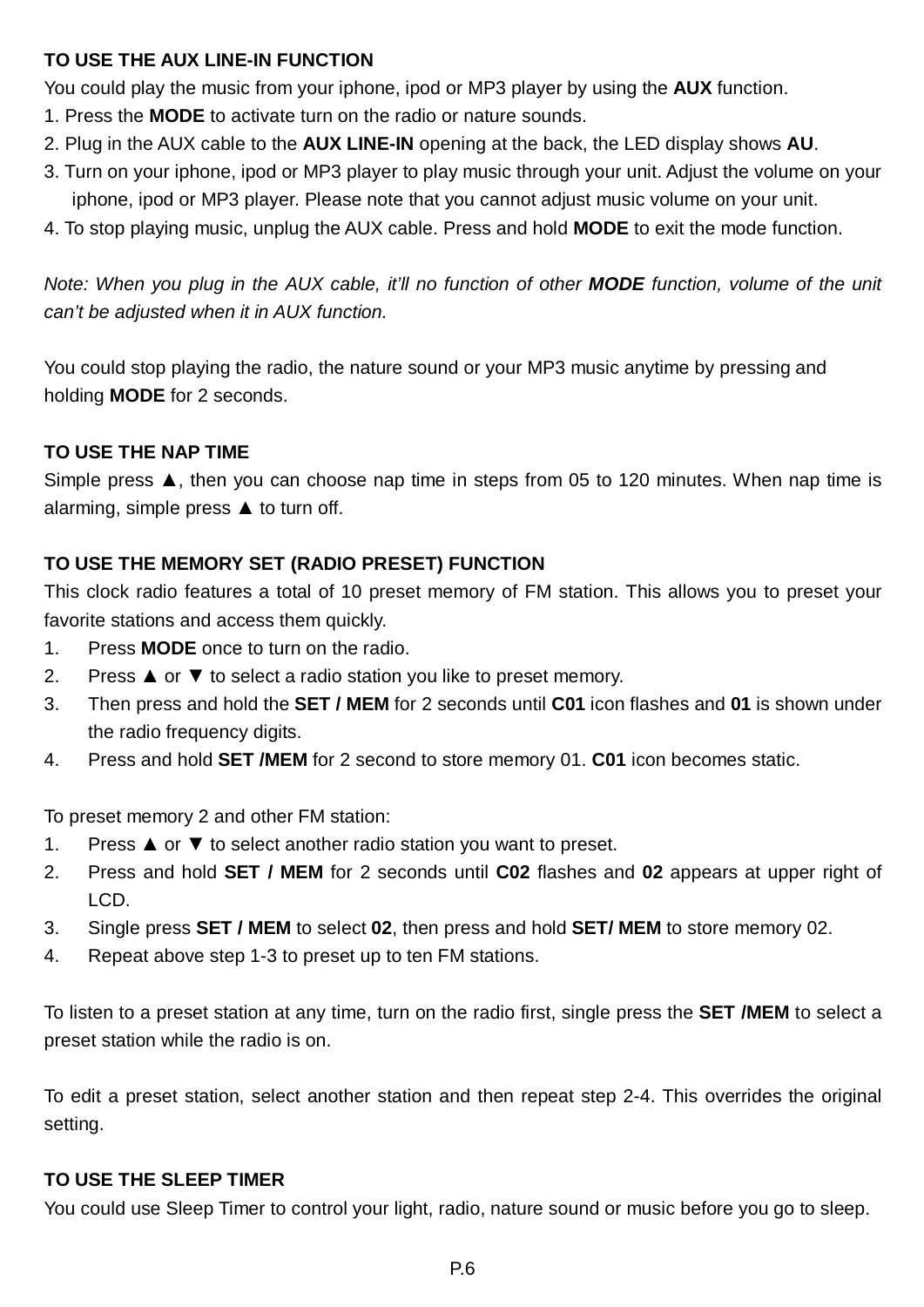**TO USE THE AUX LINE-IN FUNCTION**

You could play the music from your iphone, ipod or MP3 player by using the **AUX** function.

1. Press the **MODE** to activate turn on the radio or nature sounds.
2. Plug in the AUX cable to the **AUX LINE-IN** opening at the back, the LED display shows **AU**.
3. Turn on your iphone, ipod or MP3 player to play music through your unit. Adjust the volume on your iphone, ipod or MP3 player. Please note that you cannot adjust music volume on your unit.
4. To stop playing music, unplug the AUX cable. Press and hold **MODE** to exit the mode function.

*Note: When you plug in the AUX cable, it'll no function of other **MODE** function, volume of the unit can't be adjusted when it in AUX function.*

You could stop playing the radio, the nature sound or your MP3 music anytime by pressing and holding **MODE** for 2 seconds.

**TO USE THE NAP TIME**

Simple press ▲, then you can choose nap time in steps from 05 to 120 minutes. When nap time is alarming, simple press ▲ to turn off.

**TO USE THE MEMORY SET (RADIO PRESET) FUNCTION**

This clock radio features a total of 10 preset memory of FM station. This allows you to preset your favorite stations and access them quickly.

1. Press **MODE** once to turn on the radio.
2. Press ▲ or ▼ to select a radio station you like to preset memory.
3. Then press and hold the **SET / MEM** for 2 seconds until **C01** icon flashes and **01** is shown under the radio frequency digits.
4. Press and hold **SET /MEM** for 2 second to store memory 01. **C01** icon becomes static.

To preset memory 2 and other FM station:

1. Press ▲ or ▼ to select another radio station you want to preset.
2. Press and hold **SET / MEM** for 2 seconds until **C02** flashes and **02** appears at upper right of LCD.
3. Single press **SET / MEM** to select **02**, then press and hold **SET/ MEM** to store memory 02.
4. Repeat above step 1-3 to preset up to ten FM stations.

To listen to a preset station at any time, turn on the radio first, single press the **SET /MEM** to select a preset station while the radio is on.

To edit a preset station, select another station and then repeat step 2-4. This overrides the original setting.

**TO USE THE SLEEP TIMER**

You could use Sleep Timer to control your light, radio, nature sound or music before you go to sleep.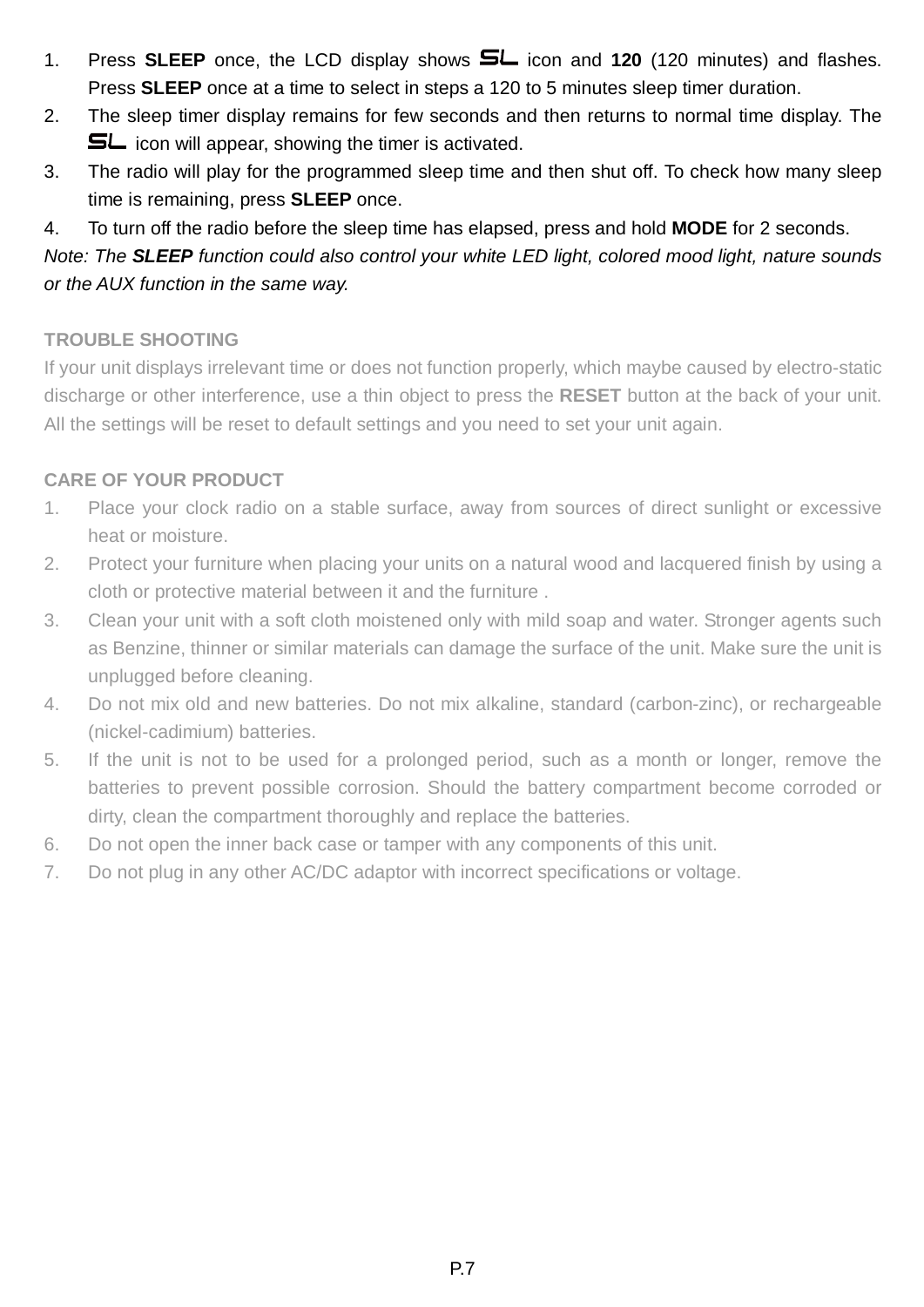1. Press **SLEEP** once, the LCD display shows SL icon and **120** (120 minutes) and flashes. Press **SLEEP** once at a time to select in steps a 120 to 5 minutes sleep timer duration.
2. The sleep timer display remains for few seconds and then returns to normal time display. The SL icon will appear, showing the timer is activated.
3. The radio will play for the programmed sleep time and then shut off. To check how many sleep time is remaining, press **SLEEP** once.
4. To turn off the radio before the sleep time has elapsed, press and hold **MODE** for 2 seconds.

*Note: The **SLEEP** function could also control your white LED light, colored mood light, nature sounds or the AUX function in the same way.*

## TROUBLE SHOOTING

If your unit displays irrelevant time or does not function properly, which maybe caused by electro-static discharge or other interference, use a thin object to press the **RESET** button at the back of your unit. All the settings will be reset to default settings and you need to set your unit again.

## CARE OF YOUR PRODUCT

1. Place your clock radio on a stable surface, away from sources of direct sunlight or excessive heat or moisture.
2. Protect your furniture when placing your units on a natural wood and lacquered finish by using a cloth or protective material between it and the furniture .
3. Clean your unit with a soft cloth moistened only with mild soap and water. Stronger agents such as Benzine, thinner or similar materials can damage the surface of the unit. Make sure the unit is unplugged before cleaning.
4. Do not mix old and new batteries. Do not mix alkaline, standard (carbon-zinc), or rechargeable (nickel-cadimium) batteries.
5. If the unit is not to be used for a prolonged period, such as a month or longer, remove the batteries to prevent possible corrosion. Should the battery compartment become corroded or dirty, clean the compartment thoroughly and replace the batteries.
6. Do not open the inner back case or tamper with any components of this unit.
7. Do not plug in any other AC/DC adaptor with incorrect specifications or voltage.